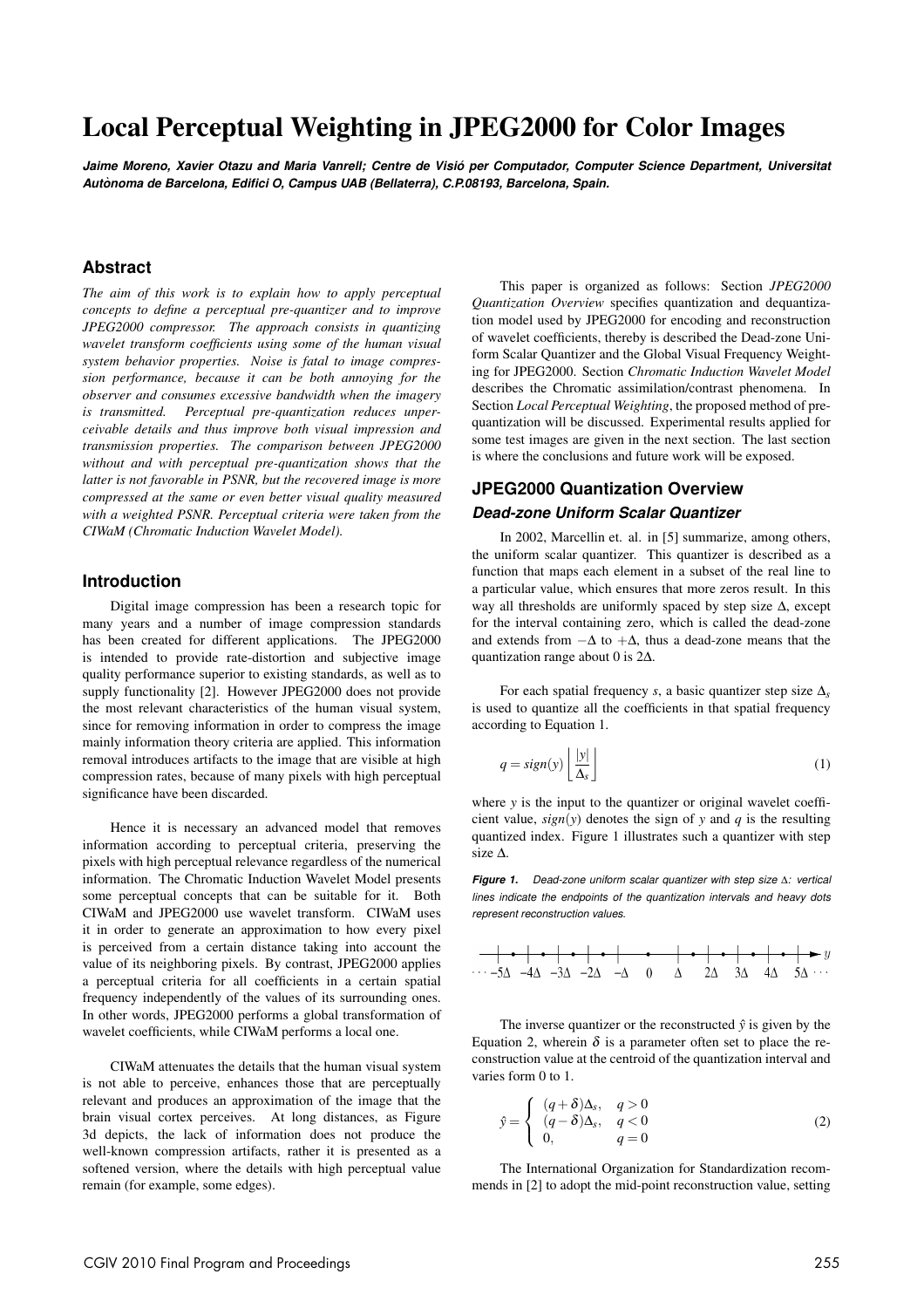# Local Perceptual Weighting in JPEG2000 for Color Images

***Jaime Moreno, Xavier Otazu and Maria Vanrell; Centre de Visió per Computador, Computer Science Department, Universitat Autònoma de Barcelona, Edifici O, Campus UAB (Bellaterra), C.P.08193, Barcelona, Spain.***

## Abstract

*The aim of this work is to explain how to apply perceptual concepts to define a perceptual pre-quantizer and to improve JPEG2000 compressor. The approach consists in quantizing wavelet transform coefficients using some of the human visual system behavior properties. Noise is fatal to image compression performance, because it can be both annoying for the observer and consumes excessive bandwidth when the imagery is transmitted. Perceptual pre-quantization reduces unperceivable details and thus improve both visual impression and transmission properties. The comparison between JPEG2000 without and with perceptual pre-quantization shows that the latter is not favorable in PSNR, but the recovered image is more compressed at the same or even better visual quality measured with a weighted PSNR. Perceptual criteria were taken from the CIWaM (Chromatic Induction Wavelet Model).*

## Introduction

Digital image compression has been a research topic for many years and a number of image compression standards has been created for different applications. The JPEG2000 is intended to provide rate-distortion and subjective image quality performance superior to existing standards, as well as to supply functionality [2]. However JPEG2000 does not provide the most relevant characteristics of the human visual system, since for removing information in order to compress the image mainly information theory criteria are applied. This information removal introduces artifacts to the image that are visible at high compression rates, because of many pixels with high perceptual significance have been discarded.

Hence it is necessary an advanced model that removes information according to perceptual criteria, preserving the pixels with high perceptual relevance regardless of the numerical information. The Chromatic Induction Wavelet Model presents some perceptual concepts that can be suitable for it. Both CIWaM and JPEG2000 use wavelet transform. CIWaM uses it in order to generate an approximation to how every pixel is perceived from a certain distance taking into account the value of its neighboring pixels. By contrast, JPEG2000 applies a perceptual criteria for all coefficients in a certain spatial frequency independently of the values of its surrounding ones. In other words, JPEG2000 performs a global transformation of wavelet coefficients, while CIWaM performs a local one.

CIWaM attenuates the details that the human visual system is not able to perceive, enhances those that are perceptually relevant and produces an approximation of the image that the brain visual cortex perceives. At long distances, as Figure 3d depicts, the lack of information does not produce the well-known compression artifacts, rather it is presented as a softened version, where the details with high perceptual value remain (for example, some edges).

This paper is organized as follows: Section *JPEG2000 Quantization Overview* specifies quantization and dequantization model used by JPEG2000 for encoding and reconstruction of wavelet coefficients, thereby is described the Dead-zone Uniform Scalar Quantizer and the Global Visual Frequency Weighting for JPEG2000. Section *Chromatic Induction Wavelet Model* describes the Chromatic assimilation/contrast phenomena. In Section *Local Perceptual Weighting*, the proposed method of pre-quantization will be discussed. Experimental results applied for some test images are given in the next section. The last section is where the conclusions and future work will be exposed.

## JPEG2000 Quantization Overview

### *Dead-zone Uniform Scalar Quantizer*

In 2002, Marcellin et. al. in [5] summarize, among others, the uniform scalar quantizer. This quantizer is described as a function that maps each element in a subset of the real line to a particular value, which ensures that more zeros result. In this way all thresholds are uniformly spaced by step size $\Delta$, except for the interval containing zero, which is called the dead-zone and extends from $-\Delta$ to $+\Delta$, thus a dead-zone means that the quantization range about 0 is $2\Delta$.

For each spatial frequency $s$, a basic quantizer step size $\Delta_s$ is used to quantize all the coefficients in that spatial frequency according to Equation 1.

$$q = sign(y)\left\lfloor \frac{|y|}{\Delta_s} \right\rfloor \tag{1}$$

where $y$ is the input to the quantizer or original wavelet coefficient value, $sign(y)$ denotes the sign of $y$ and $q$ is the resulting quantized index. Figure 1 illustrates such a quantizer with step size $\Delta$.

***Figure 1.*** *Dead-zone uniform scalar quantizer with step size $\Delta$: vertical lines indicate the endpoints of the quantization intervals and heavy dots represent reconstruction values.*

$\cdots -5\Delta \quad -4\Delta \quad -3\Delta \quad -2\Delta \quad -\Delta \quad 0 \quad \Delta \quad 2\Delta \quad 3\Delta \quad 4\Delta \quad 5\Delta \cdots \quad y$

The inverse quantizer or the reconstructed $\hat{y}$ is given by the Equation 2, wherein $\delta$ is a parameter often set to place the reconstruction value at the centroid of the quantization interval and varies form 0 to 1.

$$\hat{y} = \begin{cases} (q+\delta)\Delta_s, & q > 0 \\ (q-\delta)\Delta_s, & q < 0 \\ 0, & q = 0 \end{cases} \tag{2}$$

The International Organization for Standardization recommends in [2] to adopt the mid-point reconstruction value, setting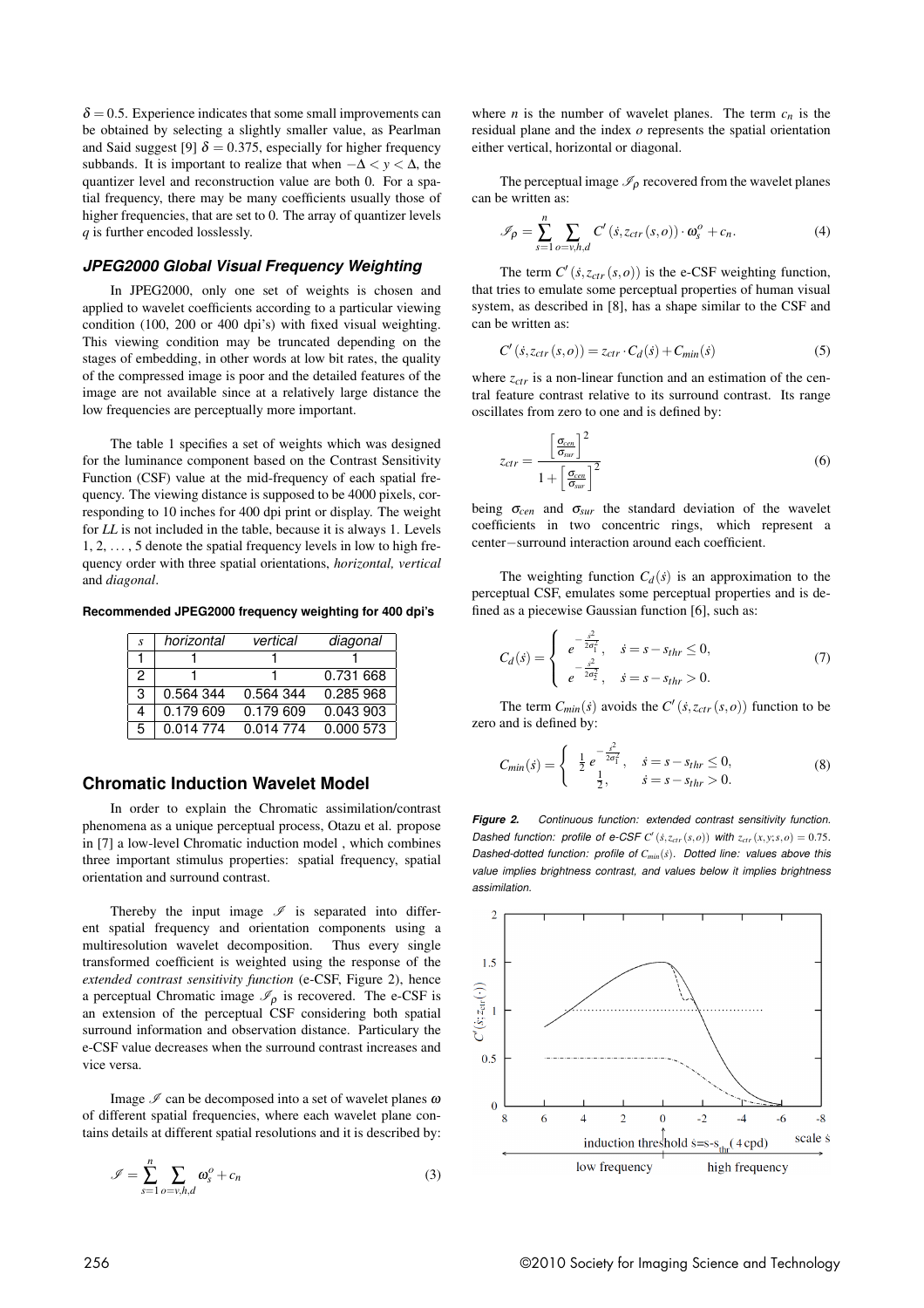$\delta = 0.5$. Experience indicates that some small improvements can be obtained by selecting a slightly smaller value, as Pearlman and Said suggest [9] $\delta = 0.375$, especially for higher frequency subbands. It is important to realize that when $-\Delta < y < \Delta$, the quantizer level and reconstruction value are both 0. For a spatial frequency, there may be many coefficients usually those of higher frequencies, that are set to 0. The array of quantizer levels $q$ is further encoded losslessly.

### JPEG2000 Global Visual Frequency Weighting

In JPEG2000, only one set of weights is chosen and applied to wavelet coefficients according to a particular viewing condition (100, 200 or 400 dpi's) with fixed visual weighting. This viewing condition may be truncated depending on the stages of embedding, in other words at low bit rates, the quality of the compressed image is poor and the detailed features of the image are not available since at a relatively large distance the low frequencies are perceptually more important.

The table 1 specifies a set of weights which was designed for the luminance component based on the Contrast Sensitivity Function (CSF) value at the mid-frequency of each spatial frequency. The viewing distance is supposed to be 4000 pixels, corresponding to 10 inches for 400 dpi print or display. The weight for *LL* is not included in the table, because it is always 1. Levels 1, 2, ..., 5 denote the spatial frequency levels in low to high frequency order with three spatial orientations, *horizontal, vertical* and *diagonal*.

**Recommended JPEG2000 frequency weighting for 400 dpi's**

| $s$ | *horizontal* | *vertical* | *diagonal* |
|---|---|---|---|
| 1 | 1 | 1 | 1 |
| 2 | 1 | 1 | 0.731 668 |
| 3 | 0.564 344 | 0.564 344 | 0.285 968 |
| 4 | 0.179 609 | 0.179 609 | 0.043 903 |
| 5 | 0.014 774 | 0.014 774 | 0.000 573 |

## Chromatic Induction Wavelet Model

In order to explain the Chromatic assimilation/contrast phenomena as a unique perceptual process, Otazu et al. propose in [7] a low-level Chromatic induction model , which combines three important stimulus properties: spatial frequency, spatial orientation and surround contrast.

Thereby the input image $\mathscr{I}$ is separated into different spatial frequency and orientation components using a multiresolution wavelet decomposition. Thus every single transformed coefficient is weighted using the response of the *extended contrast sensitivity function* (e-CSF, Figure 2), hence a perceptual Chromatic image $\mathscr{I}_\rho$ is recovered. The e-CSF is an extension of the perceptual CSF considering both spatial surround information and observation distance. Particulary the e-CSF value decreases when the surround contrast increases and vice versa.

Image $\mathscr{I}$ can be decomposed into a set of wavelet planes $\omega$ of different spatial frequencies, where each wavelet plane contains details at different spatial resolutions and it is described by:

$$\mathscr{I} = \sum_{s=1}^{n} \sum_{o=v,h,d} \omega_s^o + c_n \tag{3}$$

where $n$ is the number of wavelet planes. The term $c_n$ is the residual plane and the index $o$ represents the spatial orientation either vertical, horizontal or diagonal.

The perceptual image $\mathscr{I}_\rho$ recovered from the wavelet planes can be written as:

$$\mathscr{I}_\rho = \sum_{s=1}^{n} \sum_{o=v,h,d} C'\left(\dot{s}, z_{ctr}(s,o)\right) \cdot \omega_s^o + c_n. \tag{4}$$

The term $C'\left(\dot{s}, z_{ctr}(s,o)\right)$ is the e-CSF weighting function, that tries to emulate some perceptual properties of human visual system, as described in [8], has a shape similar to the CSF and can be written as:

$$C'\left(\dot{s}, z_{ctr}(s,o)\right) = z_{ctr} \cdot C_d(\dot{s}) + C_{min}(\dot{s}) \tag{5}$$

where $z_{ctr}$ is a non-linear function and an estimation of the central feature contrast relative to its surround contrast. Its range oscillates from zero to one and is defined by:

$$z_{ctr} = \frac{\left[\frac{\sigma_{cen}}{\sigma_{sur}}\right]^2}{1 + \left[\frac{\sigma_{cen}}{\sigma_{sur}}\right]^2} \tag{6}$$

being $\sigma_{cen}$ and $\sigma_{sur}$ the standard deviation of the wavelet coefficients in two concentric rings, which represent a center−surround interaction around each coefficient.

The weighting function $C_d(\dot{s})$ is an approximation to the perceptual CSF, emulates some perceptual properties and is defined as a piecewise Gaussian function [6], such as:

$$C_d(\dot{s}) = \begin{cases} e^{-\frac{\dot{s}^2}{2\sigma_1^2}}, & \dot{s} = s - s_{thr} \le 0, \\ e^{-\frac{\dot{s}^2}{2\sigma_2^2}}, & \dot{s} = s - s_{thr} > 0. \end{cases} \tag{7}$$

The term $C_{min}(\dot{s})$ avoids the $C'\left(\dot{s}, z_{ctr}(s,o)\right)$ function to be zero and is defined by:

$$C_{min}(\dot{s}) = \begin{cases} \frac{1}{2} e^{-\frac{\dot{s}^2}{2\sigma_1^2}}, & \dot{s} = s - s_{thr} \le 0, \\ \frac{1}{2}, & \dot{s} = s - s_{thr} > 0. \end{cases} \tag{8}$$

***Figure 2.*** *Continuous function: extended contrast sensitivity function. Dashed function: profile of e-CSF $C'(\dot{s}, z_{ctr}(s,o))$ with $z_{ctr}(x,y;s,o) = 0.75$. Dashed-dotted function: profile of $C_{min}(\dot{s})$. Dotted line: values above this value implies brightness contrast, and values below it implies brightness assimilation.*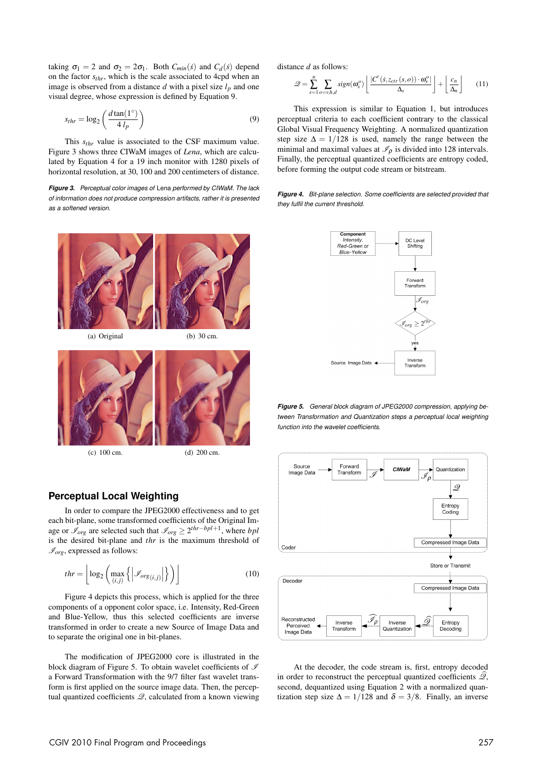taking $\sigma_1 = 2$ and $\sigma_2 = 2\sigma_1$. Both $C_{min}(\dot{s})$ and $C_d(\dot{s})$ depend on the factor $s_{thr}$, which is the scale associated to 4cpd when an image is observed from a distance $d$ with a pixel size $l_p$ and one visual degree, whose expression is defined by Equation 9.

$$s_{thr} = \log_2 \left( \frac{d \tan(1^\circ)}{4\, l_p} \right) \tag{9}$$

This $s_{thr}$ value is associated to the CSF maximum value. Figure 3 shows three CIWaM images of *Lena*, which are calculated by Equation 4 for a 19 inch monitor with 1280 pixels of horizontal resolution, at 30, 100 and 200 centimeters of distance.

***Figure 3.*** *Perceptual color images of* Lena *performed by CIWaM. The lack of information does not produce compression artifacts, rather it is presented as a softened version.*

(a) Original (b) 30 cm.

(c) 100 cm. (d) 200 cm.

## Perceptual Local Weighting

In order to compare the JPEG2000 effectiveness and to get each bit-plane, some transformed coefficients of the Original Image or $\mathscr{I}_{org}$ are selected such that $\mathscr{I}_{org} \geq 2^{thr-bpl+1}$, where $bpl$ is the desired bit-plane and $thr$ is the maximum threshold of $\mathscr{I}_{org}$, expressed as follows:

$$thr = \left\lfloor \log_2 \left( \max_{(i,j)} \left\{ \left| \mathscr{I}_{org\,(i,j)} \right| \right\} \right) \right\rfloor \tag{10}$$

Figure 4 depicts this process, which is applied for the three components of a opponent color space, i.e. Intensity, Red-Green and Blue-Yellow, thus this selected coefficients are inverse transformed in order to create a new Source of Image Data and to separate the original one in bit-planes.

The modification of JPEG2000 core is illustrated in the block diagram of Figure 5. To obtain wavelet coefficients of $\mathscr{I}$ a Forward Transformation with the 9/7 filter fast wavelet transform is first applied on the source image data. Then, the perceptual quantized coefficients $\mathscr{Q}$, calculated from a known viewing distance $d$ as follows:

$$\mathscr{Q} = \sum_{s=1}^{n} \sum_{o=v,h,d} sign(\omega_s^o) \left\lfloor \frac{\left| C'\left(\dot{s}, z_{ctr}(s,o)\right) \cdot \omega_s^o \right|}{\Delta_s} \right\rfloor + \left\lfloor \frac{c_n}{\Delta_n} \right\rfloor \tag{11}$$

This expression is similar to Equation 1, but introduces perceptual criteria to each coefficient contrary to the classical Global Visual Frequency Weighting. A normalized quantization step size $\Delta = 1/128$ is used, namely the range between the minimal and maximal values at $\mathscr{I}_\rho$ is divided into 128 intervals. Finally, the perceptual quantized coefficients are entropy coded, before forming the output code stream or bitstream.

***Figure 4.*** *Bit-plane selection. Some coefficients are selected provided that they fulfil the current threshold.*

***Figure 5.*** *General block diagram of JPEG2000 compression, applying between Transformation and Quantization steps a perceptual local weighting function into the wavelet coefficients.*

At the decoder, the code stream is, first, entropy decoded in order to reconstruct the perceptual quantized coefficients $\hat{\mathscr{Q}}$, second, dequantized using Equation 2 with a normalized quantization step size $\Delta = 1/128$ and $\delta = 3/8$. Finally, an inverse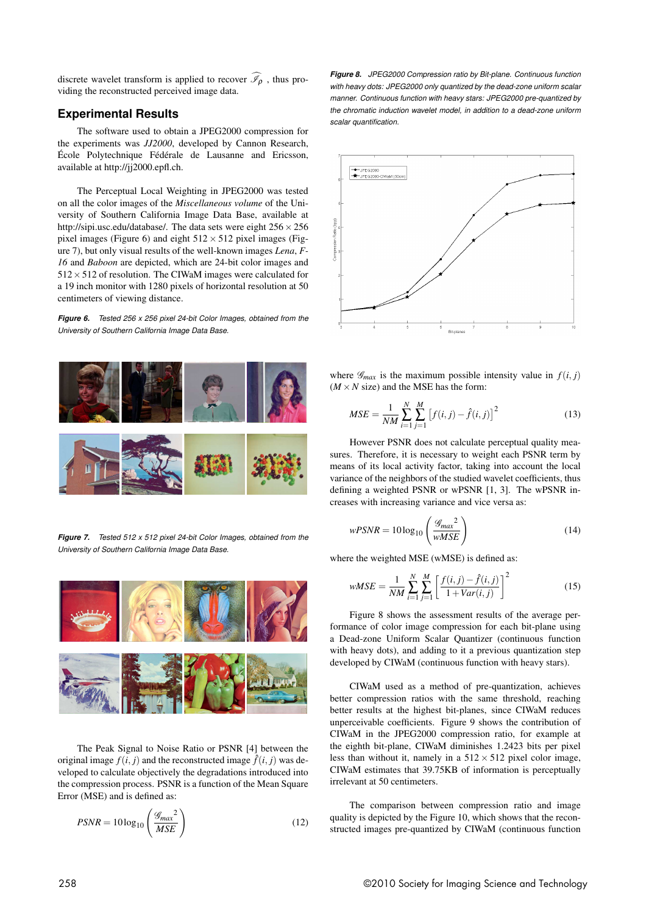discrete wavelet transform is applied to recover $\widehat{\mathscr{I}_\rho}$ , thus providing the reconstructed perceived image data.

## Experimental Results

The software used to obtain a JPEG2000 compression for the experiments was *JJ2000*, developed by Cannon Research, École Polytechnique Fédérale de Lausanne and Ericsson, available at http://jj2000.epfl.ch.

The Perceptual Local Weighting in JPEG2000 was tested on all the color images of the *Miscellaneous volume* of the University of Southern California Image Data Base, available at http://sipi.usc.edu/database/. The data sets were eight $256 \times 256$ pixel images (Figure 6) and eight $512 \times 512$ pixel images (Figure 7), but only visual results of the well-known images *Lena*, *F-16* and *Baboon* are depicted, which are 24-bit color images and $512 \times 512$ of resolution. The CIWaM images were calculated for a 19 inch monitor with 1280 pixels of horizontal resolution at 50 centimeters of viewing distance.

***Figure 6.*** *Tested 256 x 256 pixel 24-bit Color Images, obtained from the University of Southern California Image Data Base.*

***Figure 7.*** *Tested 512 x 512 pixel 24-bit Color Images, obtained from the University of Southern California Image Data Base.*

The Peak Signal to Noise Ratio or PSNR [4] between the original image $f(i, j)$ and the reconstructed image $\hat{f}(i, j)$ was developed to calculate objectively the degradations introduced into the compression process. PSNR is a function of the Mean Square Error (MSE) and is defined as:

$$PSNR = 10\log_{10}\left(\frac{\mathscr{G}_{max}{}^2}{MSE}\right) \tag{12}$$

***Figure 8.*** *JPEG2000 Compression ratio by Bit-plane. Continuous function with heavy dots: JPEG2000 only quantized by the dead-zone uniform scalar manner. Continuous function with heavy stars: JPEG2000 pre-quantized by the chromatic induction wavelet model, in addition to a dead-zone uniform scalar quantification.*

where $\mathscr{G}_{max}$ is the maximum possible intensity value in $f(i, j)$ ($M \times N$ size) and the MSE has the form:

$$MSE = \frac{1}{NM}\sum_{i=1}^{N}\sum_{j=1}^{M}\left[f(i,j) - \hat{f}(i,j)\right]^2 \tag{13}$$

However PSNR does not calculate perceptual quality measures. Therefore, it is necessary to weight each PSNR term by means of its local activity factor, taking into account the local variance of the neighbors of the studied wavelet coefficients, thus defining a weighted PSNR or wPSNR [1, 3]. The wPSNR increases with increasing variance and vice versa as:

$$wPSNR = 10\log_{10}\left(\frac{\mathscr{G}_{max}{}^2}{wMSE}\right) \tag{14}$$

where the weighted MSE (wMSE) is defined as:

$$wMSE = \frac{1}{NM}\sum_{i=1}^{N}\sum_{j=1}^{M}\left[\frac{f(i,j) - \hat{f}(i,j)}{1 + Var(i,j)}\right]^2 \tag{15}$$

Figure 8 shows the assessment results of the average performance of color image compression for each bit-plane using a Dead-zone Uniform Scalar Quantizer (continuous function with heavy dots), and adding to it a previous quantization step developed by CIWaM (continuous function with heavy stars).

CIWaM used as a method of pre-quantization, achieves better compression ratios with the same threshold, reaching better results at the highest bit-planes, since CIWaM reduces unperceivable coefficients. Figure 9 shows the contribution of CIWaM in the JPEG2000 compression ratio, for example at the eighth bit-plane, CIWaM diminishes 1.2423 bits per pixel less than without it, namely in a $512 \times 512$ pixel color image, CIWaM estimates that 39.75KB of information is perceptually irrelevant at 50 centimeters.

The comparison between compression ratio and image quality is depicted by the Figure 10, which shows that the reconstructed images pre-quantized by CIWaM (continuous function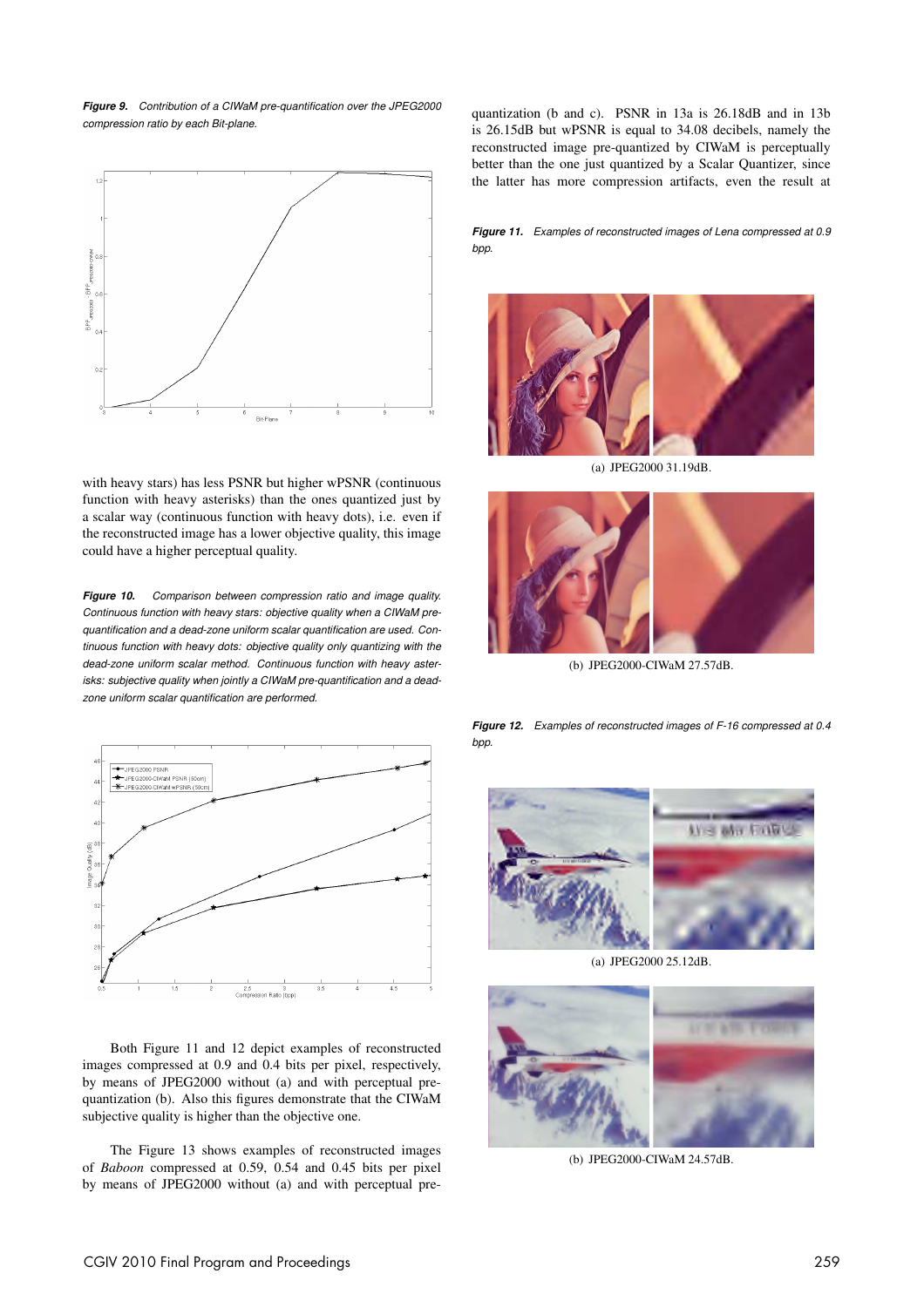*Figure 9. Contribution of a CIWaM pre-quantification over the JPEG2000 compression ratio by each Bit-plane.*

with heavy stars) has less PSNR but higher wPSNR (continuous function with heavy asterisks) than the ones quantized just by a scalar way (continuous function with heavy dots), i.e. even if the reconstructed image has a lower objective quality, this image could have a higher perceptual quality.

*Figure 10. Comparison between compression ratio and image quality. Continuous function with heavy stars: objective quality when a CIWaM pre-quantification and a dead-zone uniform scalar quantification are used. Continuous function with heavy dots: objective quality only quantizing with the dead-zone uniform scalar method. Continuous function with heavy asterisks: subjective quality when jointly a CIWaM pre-quantification and a dead-zone uniform scalar quantification are performed.*

Both Figure 11 and 12 depict examples of reconstructed images compressed at 0.9 and 0.4 bits per pixel, respectively, by means of JPEG2000 without (a) and with perceptual pre-quantization (b). Also this figures demonstrate that the CIWaM subjective quality is higher than the objective one.

The Figure 13 shows examples of reconstructed images of *Baboon* compressed at 0.59, 0.54 and 0.45 bits per pixel by means of JPEG2000 without (a) and with perceptual pre-quantization (b and c). PSNR in 13a is 26.18dB and in 13b is 26.15dB but wPSNR is equal to 34.08 decibels, namely the reconstructed image pre-quantized by CIWaM is perceptually better than the one just quantized by a Scalar Quantizer, since the latter has more compression artifacts, even the result at

*Figure 11. Examples of reconstructed images of Lena compressed at 0.9 bpp.*

(a) JPEG2000 31.19dB.

(b) JPEG2000-CIWaM 27.57dB.

*Figure 12. Examples of reconstructed images of F-16 compressed at 0.4 bpp.*

(a) JPEG2000 25.12dB.

(b) JPEG2000-CIWaM 24.57dB.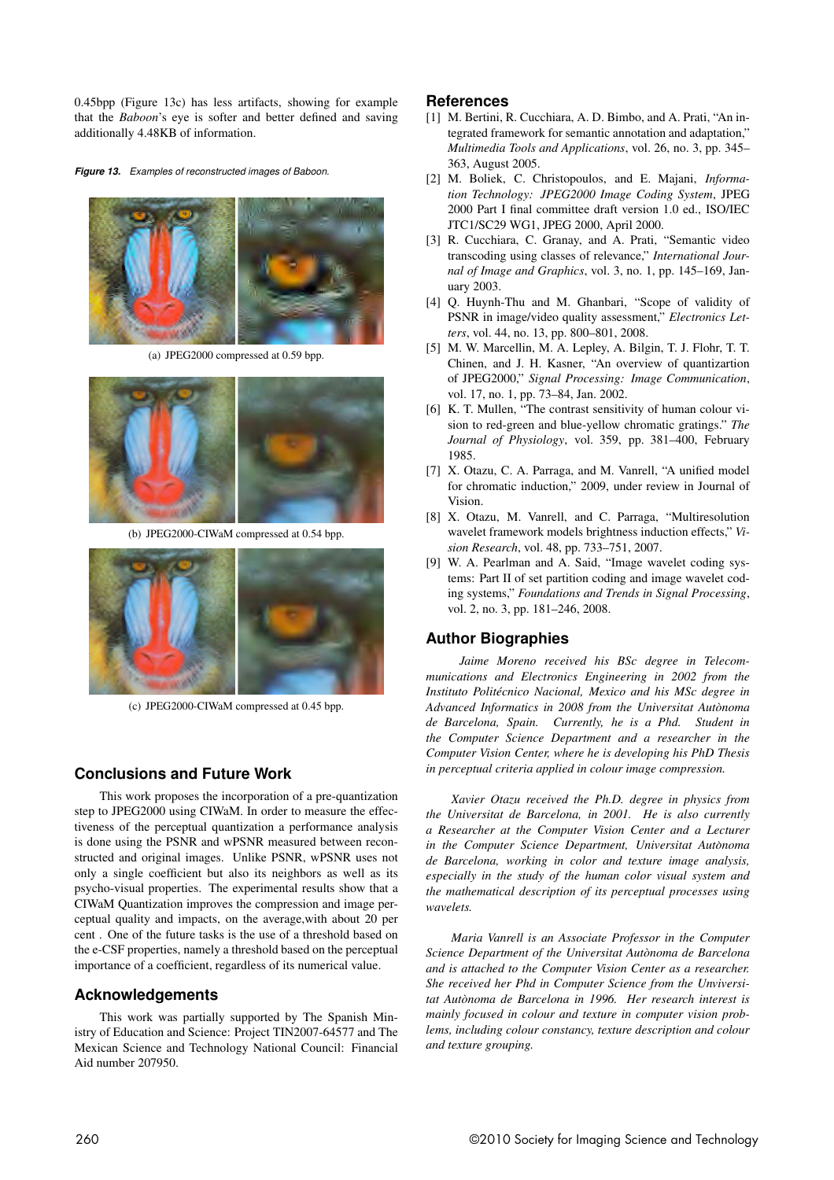0.45bpp (Figure 13c) has less artifacts, showing for example that the *Baboon*'s eye is softer and better defined and saving additionally 4.48KB of information.

***Figure 13.*** *Examples of reconstructed images of Baboon.*

(a) JPEG2000 compressed at 0.59 bpp.

(b) JPEG2000-CIWaM compressed at 0.54 bpp.

(c) JPEG2000-CIWaM compressed at 0.45 bpp.

## Conclusions and Future Work

This work proposes the incorporation of a pre-quantization step to JPEG2000 using CIWaM. In order to measure the effectiveness of the perceptual quantization a performance analysis is done using the PSNR and wPSNR measured between reconstructed and original images. Unlike PSNR, wPSNR uses not only a single coefficient but also its neighbors as well as its psycho-visual properties. The experimental results show that a CIWaM Quantization improves the compression and image perceptual quality and impacts, on the average,with about 20 per cent . One of the future tasks is the use of a threshold based on the e-CSF properties, namely a threshold based on the perceptual importance of a coefficient, regardless of its numerical value.

## Acknowledgements

This work was partially supported by The Spanish Ministry of Education and Science: Project TIN2007-64577 and The Mexican Science and Technology National Council: Financial Aid number 207950.

## References

[1] M. Bertini, R. Cucchiara, A. D. Bimbo, and A. Prati, "An integrated framework for semantic annotation and adaptation," *Multimedia Tools and Applications*, vol. 26, no. 3, pp. 345–363, August 2005.

[2] M. Boliek, C. Christopoulos, and E. Majani, *Information Technology: JPEG2000 Image Coding System*, JPEG 2000 Part I final committee draft version 1.0 ed., ISO/IEC JTC1/SC29 WG1, JPEG 2000, April 2000.

[3] R. Cucchiara, C. Granay, and A. Prati, "Semantic video transcoding using classes of relevance," *International Journal of Image and Graphics*, vol. 3, no. 1, pp. 145–169, January 2003.

[4] Q. Huynh-Thu and M. Ghanbari, "Scope of validity of PSNR in image/video quality assessment," *Electronics Letters*, vol. 44, no. 13, pp. 800–801, 2008.

[5] M. W. Marcellin, M. A. Lepley, A. Bilgin, T. J. Flohr, T. T. Chinen, and J. H. Kasner, "An overview of quantizartion of JPEG2000," *Signal Processing: Image Communication*, vol. 17, no. 1, pp. 73–84, Jan. 2002.

[6] K. T. Mullen, "The contrast sensitivity of human colour vision to red-green and blue-yellow chromatic gratings." *The Journal of Physiology*, vol. 359, pp. 381–400, February 1985.

[7] X. Otazu, C. A. Parraga, and M. Vanrell, "A unified model for chromatic induction," 2009, under review in Journal of Vision.

[8] X. Otazu, M. Vanrell, and C. Parraga, "Multiresolution wavelet framework models brightness induction effects," *Vision Research*, vol. 48, pp. 733–751, 2007.

[9] W. A. Pearlman and A. Said, "Image wavelet coding systems: Part II of set partition coding and image wavelet coding systems," *Foundations and Trends in Signal Processing*, vol. 2, no. 3, pp. 181–246, 2008.

## Author Biographies

*Jaime Moreno received his BSc degree in Telecommunications and Electronics Engineering in 2002 from the Instituto Politécnico Nacional, Mexico and his MSc degree in Advanced Informatics in 2008 from the Universitat Autònoma de Barcelona, Spain. Currently, he is a Phd. Student in the Computer Science Department and a researcher in the Computer Vision Center, where he is developing his PhD Thesis in perceptual criteria applied in colour image compression.*

*Xavier Otazu received the Ph.D. degree in physics from the Universitat de Barcelona, in 2001. He is also currently a Researcher at the Computer Vision Center and a Lecturer in the Computer Science Department, Universitat Autònoma de Barcelona, working in color and texture image analysis, especially in the study of the human color visual system and the mathematical description of its perceptual processes using wavelets.*

*Maria Vanrell is an Associate Professor in the Computer Science Department of the Universitat Autònoma de Barcelona and is attached to the Computer Vision Center as a researcher. She received her Phd in Computer Science from the Unviversitat Autònoma de Barcelona in 1996. Her research interest is mainly focused in colour and texture in computer vision problems, including colour constancy, texture description and colour and texture grouping.*